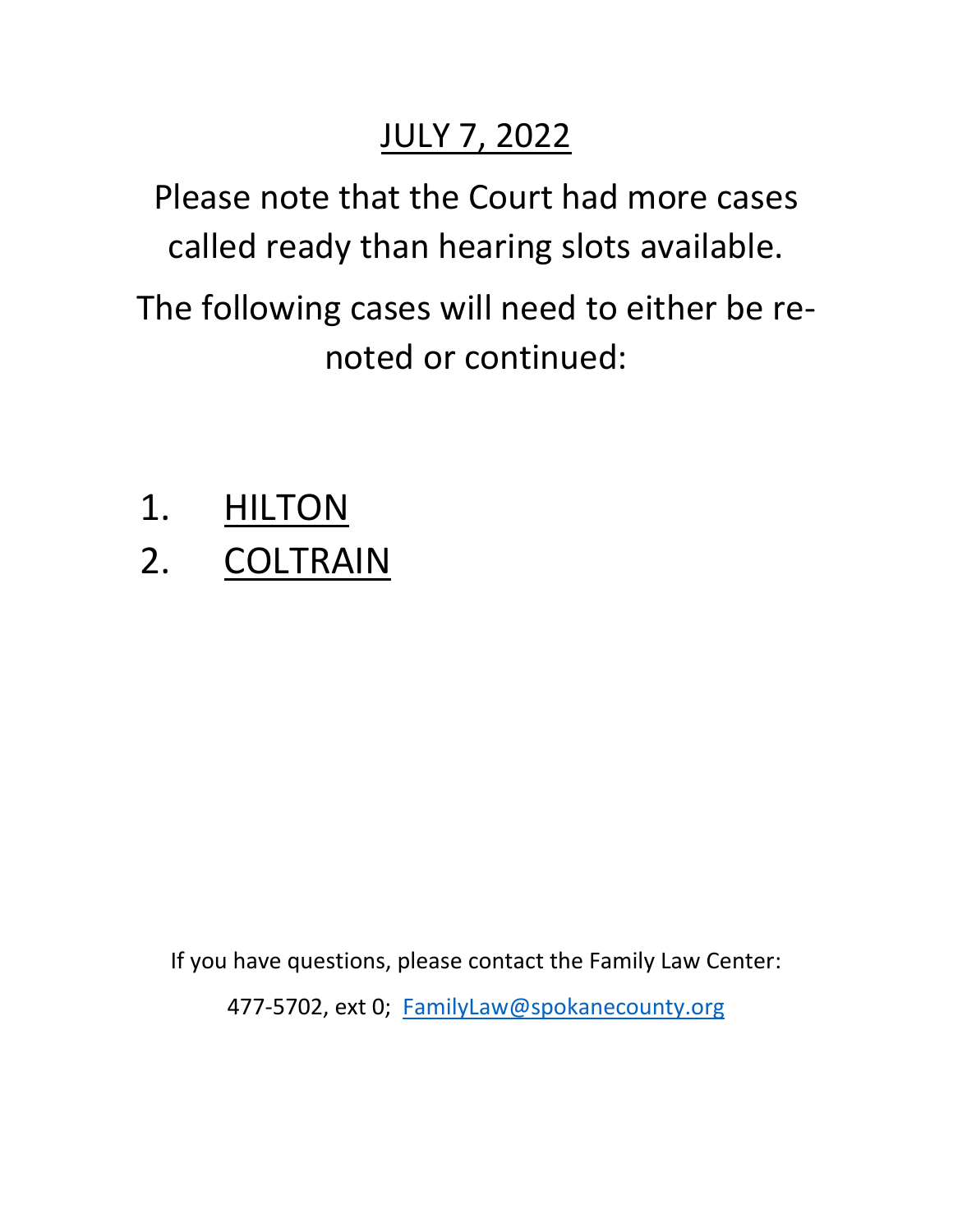# JULY 7, 2022

Please note that the Court had more cases called ready than hearing slots available.

The following cases will need to either be re-noted or continued:

1. HILTON
2. COLTRAIN

If you have questions, please contact the Family Law Center:

477-5702, ext 0; FamilyLaw@spokanecounty.org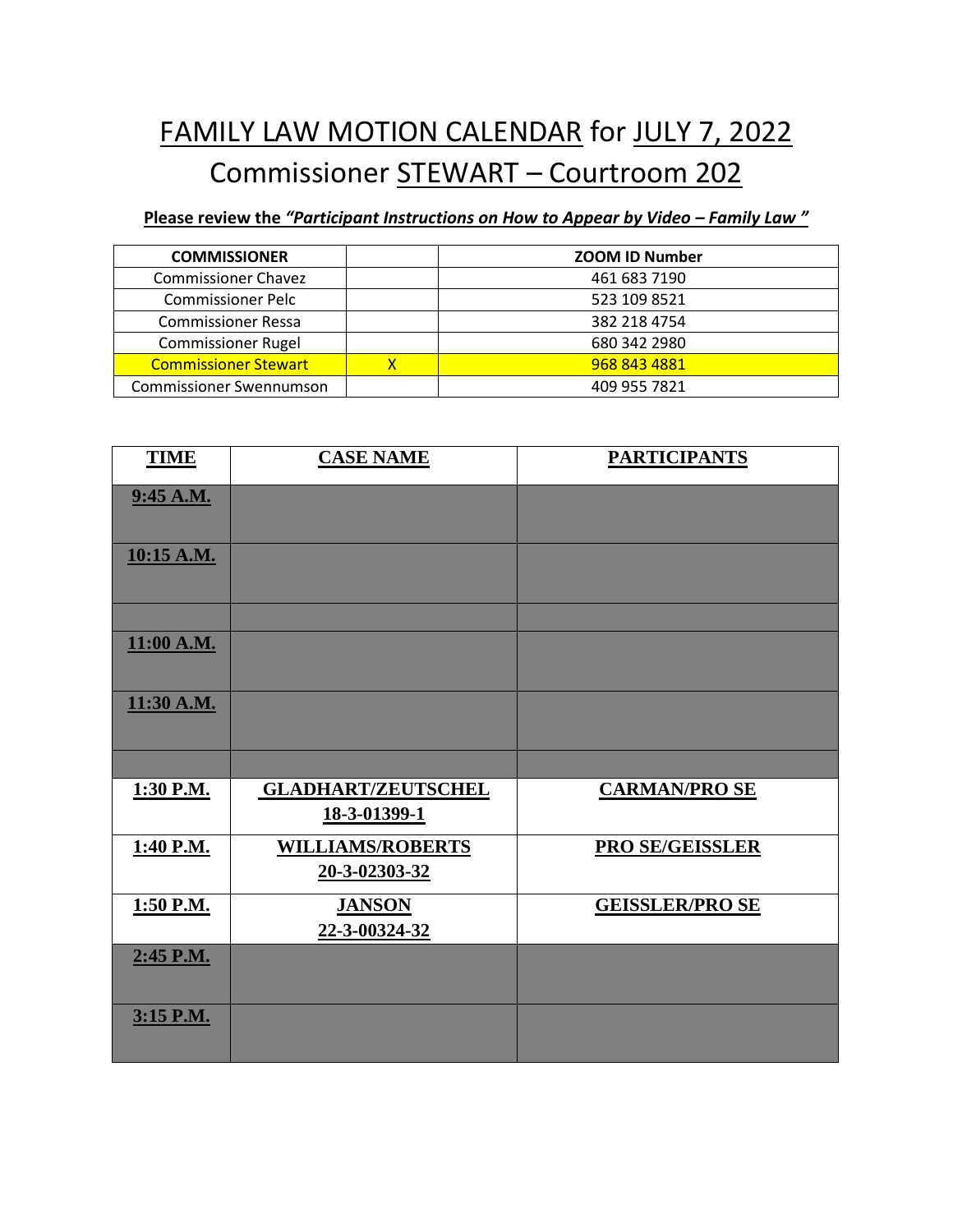# FAMILY LAW MOTION CALENDAR for JULY 7, 2022

## Commissioner STEWART – Courtroom 202

**Please review the *"Participant Instructions on How to Appear by Video – Family Law"***

| COMMISSIONER | | ZOOM ID Number |
|---|---|---|
| Commissioner Chavez | | 461 683 7190 |
| Commissioner Pelc | | 523 109 8521 |
| Commissioner Ressa | | 382 218 4754 |
| Commissioner Rugel | | 680 342 2980 |
| Commissioner Stewart | X | 968 843 4881 |
| Commissioner Swennumson | | 409 955 7821 |

| TIME | CASE NAME | PARTICIPANTS |
|---|---|---|
| 9:45 A.M. | | |
| 10:15 A.M. | | |
| | | |
| 11:00 A.M. | | |
| 11:30 A.M. | | |
| | | |
| 1:30 P.M. | GLADHART/ZEUTSCHEL 18-3-01399-1 | CARMAN/PRO SE |
| 1:40 P.M. | WILLIAMS/ROBERTS 20-3-02303-32 | PRO SE/GEISSLER |
| 1:50 P.M. | JANSON 22-3-00324-32 | GEISSLER/PRO SE |
| 2:45 P.M. | | |
| 3:15 P.M. | | |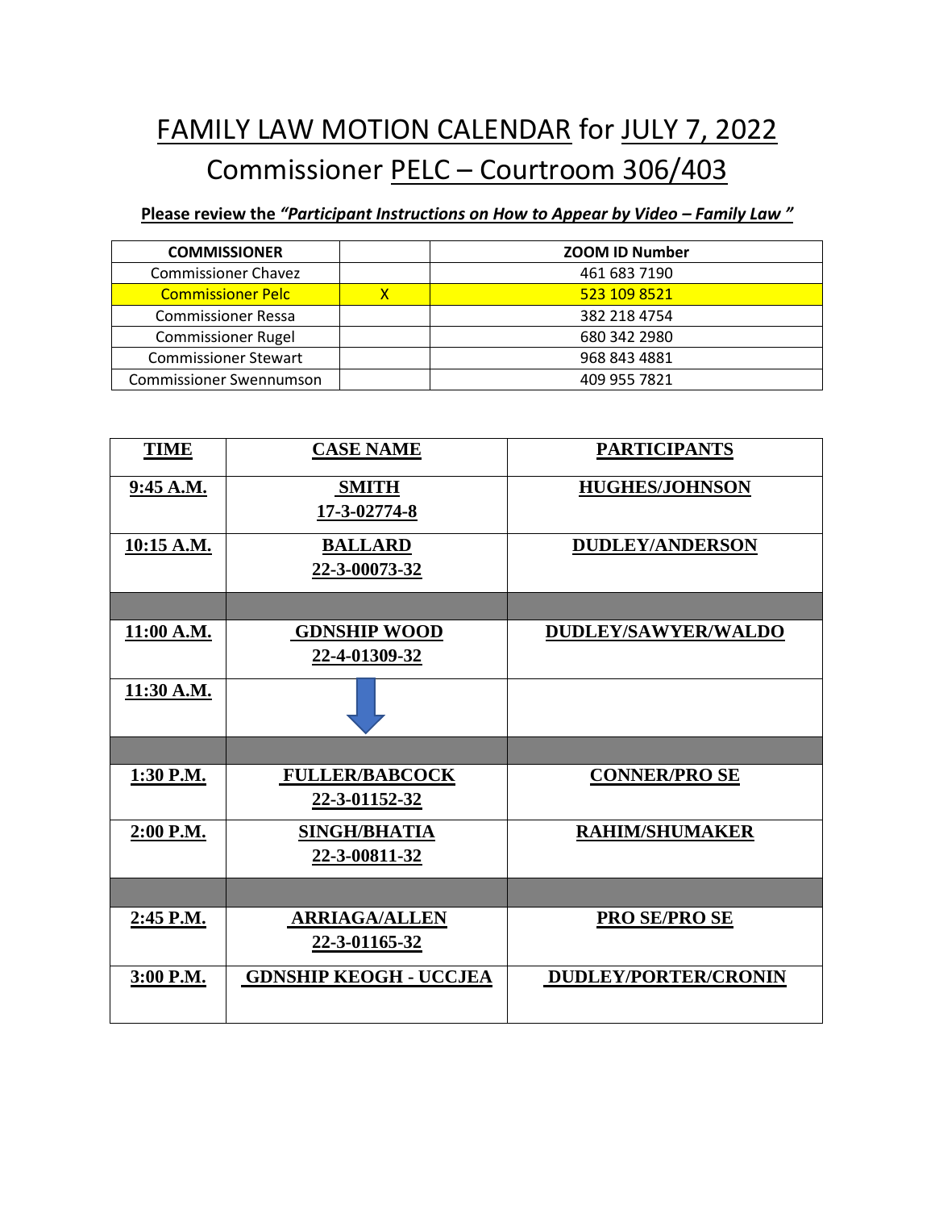# FAMILY LAW MOTION CALENDAR for JULY 7, 2022

## Commissioner PELC – Courtroom 306/403

**Please review the *"Participant Instructions on How to Appear by Video – Family Law"***

| COMMISSIONER | | ZOOM ID Number |
|---|---|---|
| Commissioner Chavez | | 461 683 7190 |
| Commissioner Pelc | X | 523 109 8521 |
| Commissioner Ressa | | 382 218 4754 |
| Commissioner Rugel | | 680 342 2980 |
| Commissioner Stewart | | 968 843 4881 |
| Commissioner Swennumson | | 409 955 7821 |

| TIME | CASE NAME | PARTICIPANTS |
|---|---|---|
| 9:45 A.M. | SMITH 17-3-02774-8 | HUGHES/JOHNSON |
| 10:15 A.M. | BALLARD 22-3-00073-32 | DUDLEY/ANDERSON |
| | | |
| 11:00 A.M. | GDNSHIP WOOD 22-4-01309-32 | DUDLEY/SAWYER/WALDO |
| 11:30 A.M. | ↓ | |
| | | |
| 1:30 P.M. | FULLER/BABCOCK 22-3-01152-32 | CONNER/PRO SE |
| 2:00 P.M. | SINGH/BHATIA 22-3-00811-32 | RAHIM/SHUMAKER |
| | | |
| 2:45 P.M. | ARRIAGA/ALLEN 22-3-01165-32 | PRO SE/PRO SE |
| 3:00 P.M. | GDNSHIP KEOGH - UCCJEA | DUDLEY/PORTER/CRONIN |